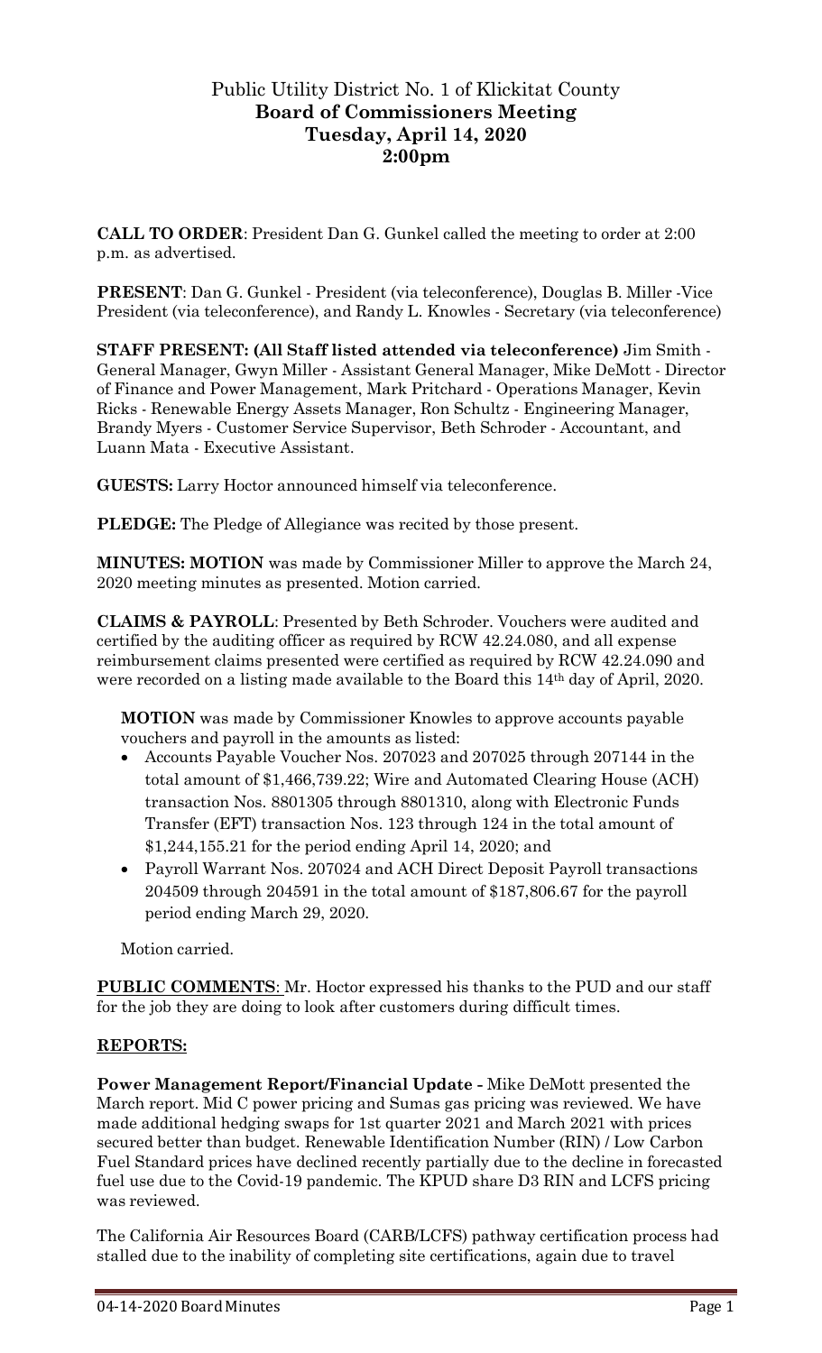# Public Utility District No. 1 of Klickitat County
## Board of Commissioners Meeting
## Tuesday, April 14, 2020
## 2:00pm

**CALL TO ORDER**: President Dan G. Gunkel called the meeting to order at 2:00 p.m. as advertised.

**PRESENT**: Dan G. Gunkel - President (via teleconference), Douglas B. Miller -Vice President (via teleconference), and Randy L. Knowles - Secretary (via teleconference)

**STAFF PRESENT: (All Staff listed attended via teleconference)** Jim Smith - General Manager, Gwyn Miller - Assistant General Manager, Mike DeMott - Director of Finance and Power Management, Mark Pritchard - Operations Manager, Kevin Ricks - Renewable Energy Assets Manager, Ron Schultz - Engineering Manager, Brandy Myers - Customer Service Supervisor, Beth Schroder - Accountant, and Luann Mata - Executive Assistant.

**GUESTS:** Larry Hoctor announced himself via teleconference.

**PLEDGE:** The Pledge of Allegiance was recited by those present.

**MINUTES: MOTION** was made by Commissioner Miller to approve the March 24, 2020 meeting minutes as presented. Motion carried.

**CLAIMS & PAYROLL**: Presented by Beth Schroder. Vouchers were audited and certified by the auditing officer as required by RCW 42.24.080, and all expense reimbursement claims presented were certified as required by RCW 42.24.090 and were recorded on a listing made available to the Board this 14th day of April, 2020.

**MOTION** was made by Commissioner Knowles to approve accounts payable vouchers and payroll in the amounts as listed:

- Accounts Payable Voucher Nos. 207023 and 207025 through 207144 in the total amount of $1,466,739.22; Wire and Automated Clearing House (ACH) transaction Nos. 8801305 through 8801310, along with Electronic Funds Transfer (EFT) transaction Nos. 123 through 124 in the total amount of $1,244,155.21 for the period ending April 14, 2020; and
- Payroll Warrant Nos. 207024 and ACH Direct Deposit Payroll transactions 204509 through 204591 in the total amount of $187,806.67 for the payroll period ending March 29, 2020.

Motion carried.

**PUBLIC COMMENTS**: Mr. Hoctor expressed his thanks to the PUD and our staff for the job they are doing to look after customers during difficult times.

## REPORTS:

**Power Management Report/Financial Update -** Mike DeMott presented the March report. Mid C power pricing and Sumas gas pricing was reviewed. We have made additional hedging swaps for 1st quarter 2021 and March 2021 with prices secured better than budget. Renewable Identification Number (RIN) / Low Carbon Fuel Standard prices have declined recently partially due to the decline in forecasted fuel use due to the Covid-19 pandemic. The KPUD share D3 RIN and LCFS pricing was reviewed.

The California Air Resources Board (CARB/LCFS) pathway certification process had stalled due to the inability of completing site certifications, again due to travel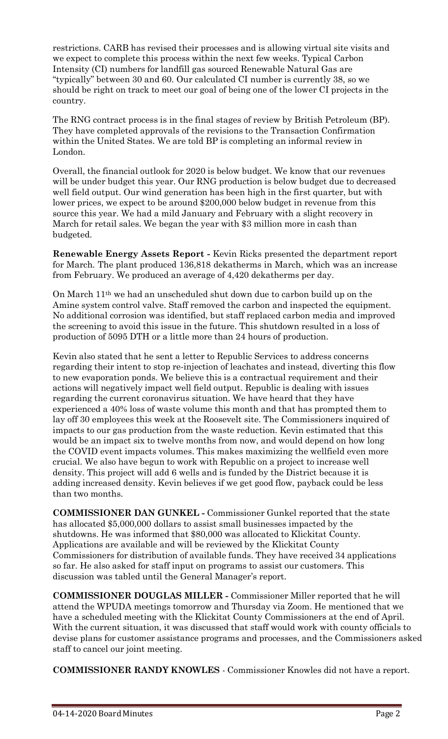restrictions. CARB has revised their processes and is allowing virtual site visits and we expect to complete this process within the next few weeks. Typical Carbon Intensity (CI) numbers for landfill gas sourced Renewable Natural Gas are "typically" between 30 and 60. Our calculated CI number is currently 38, so we should be right on track to meet our goal of being one of the lower CI projects in the country.

The RNG contract process is in the final stages of review by British Petroleum (BP). They have completed approvals of the revisions to the Transaction Confirmation within the United States. We are told BP is completing an informal review in London.

Overall, the financial outlook for 2020 is below budget. We know that our revenues will be under budget this year. Our RNG production is below budget due to decreased well field output. Our wind generation has been high in the first quarter, but with lower prices, we expect to be around $200,000 below budget in revenue from this source this year. We had a mild January and February with a slight recovery in March for retail sales. We began the year with $3 million more in cash than budgeted.

**Renewable Energy Assets Report -** Kevin Ricks presented the department report for March. The plant produced 136,818 dekatherms in March, which was an increase from February. We produced an average of 4,420 dekatherms per day.

On March 11th we had an unscheduled shut down due to carbon build up on the Amine system control valve. Staff removed the carbon and inspected the equipment. No additional corrosion was identified, but staff replaced carbon media and improved the screening to avoid this issue in the future. This shutdown resulted in a loss of production of 5095 DTH or a little more than 24 hours of production.

Kevin also stated that he sent a letter to Republic Services to address concerns regarding their intent to stop re-injection of leachates and instead, diverting this flow to new evaporation ponds. We believe this is a contractual requirement and their actions will negatively impact well field output. Republic is dealing with issues regarding the current coronavirus situation. We have heard that they have experienced a 40% loss of waste volume this month and that has prompted them to lay off 30 employees this week at the Roosevelt site. The Commissioners inquired of impacts to our gas production from the waste reduction. Kevin estimated that this would be an impact six to twelve months from now, and would depend on how long the COVID event impacts volumes. This makes maximizing the wellfield even more crucial. We also have begun to work with Republic on a project to increase well density. This project will add 6 wells and is funded by the District because it is adding increased density. Kevin believes if we get good flow, payback could be less than two months.

**COMMISSIONER DAN GUNKEL -** Commissioner Gunkel reported that the state has allocated $5,000,000 dollars to assist small businesses impacted by the shutdowns. He was informed that $80,000 was allocated to Klickitat County. Applications are available and will be reviewed by the Klickitat County Commissioners for distribution of available funds. They have received 34 applications so far. He also asked for staff input on programs to assist our customers. This discussion was tabled until the General Manager's report.

**COMMISSIONER DOUGLAS MILLER -** Commissioner Miller reported that he will attend the WPUDA meetings tomorrow and Thursday via Zoom. He mentioned that we have a scheduled meeting with the Klickitat County Commissioners at the end of April. With the current situation, it was discussed that staff would work with county officials to devise plans for customer assistance programs and processes, and the Commissioners asked staff to cancel our joint meeting.

**COMMISSIONER RANDY KNOWLES** - Commissioner Knowles did not have a report.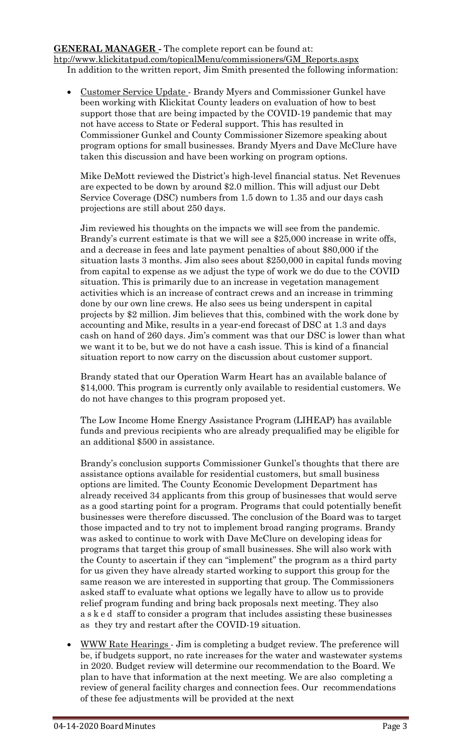**GENERAL MANAGER** - The complete report can be found at: http://www.klickitatpud.com/topicalMenu/commissioners/GM_Reports.aspx

In addition to the written report, Jim Smith presented the following information:

- Customer Service Update - Brandy Myers and Commissioner Gunkel have been working with Klickitat County leaders on evaluation of how to best support those that are being impacted by the COVID-19 pandemic that may not have access to State or Federal support. This has resulted in Commissioner Gunkel and County Commissioner Sizemore speaking about program options for small businesses. Brandy Myers and Dave McClure have taken this discussion and have been working on program options.

  Mike DeMott reviewed the District's high-level financial status. Net Revenues are expected to be down by around $2.0 million. This will adjust our Debt Service Coverage (DSC) numbers from 1.5 down to 1.35 and our days cash projections are still about 250 days.

  Jim reviewed his thoughts on the impacts we will see from the pandemic. Brandy's current estimate is that we will see a $25,000 increase in write offs, and a decrease in fees and late payment penalties of about $80,000 if the situation lasts 3 months. Jim also sees about $250,000 in capital funds moving from capital to expense as we adjust the type of work we do due to the COVID situation. This is primarily due to an increase in vegetation management activities which is an increase of contract crews and an increase in trimming done by our own line crews. He also sees us being underspent in capital projects by $2 million. Jim believes that this, combined with the work done by accounting and Mike, results in a year-end forecast of DSC at 1.3 and days cash on hand of 260 days. Jim's comment was that our DSC is lower than what we want it to be, but we do not have a cash issue. This is kind of a financial situation report to now carry on the discussion about customer support.

  Brandy stated that our Operation Warm Heart has an available balance of $14,000. This program is currently only available to residential customers. We do not have changes to this program proposed yet.

  The Low Income Home Energy Assistance Program (LIHEAP) has available funds and previous recipients who are already prequalified may be eligible for an additional $500 in assistance.

  Brandy's conclusion supports Commissioner Gunkel's thoughts that there are assistance options available for residential customers, but small business options are limited. The County Economic Development Department has already received 34 applicants from this group of businesses that would serve as a good starting point for a program. Programs that could potentially benefit businesses were therefore discussed. The conclusion of the Board was to target those impacted and to try not to implement broad ranging programs. Brandy was asked to continue to work with Dave McClure on developing ideas for programs that target this group of small businesses. She will also work with the County to ascertain if they can "implement" the program as a third party for us given they have already started working to support this group for the same reason we are interested in supporting that group. The Commissioners asked staff to evaluate what options we legally have to allow us to provide relief program funding and bring back proposals next meeting. They also asked staff to consider a program that includes assisting these businesses as they try and restart after the COVID-19 situation.

- WWW Rate Hearings - Jim is completing a budget review. The preference will be, if budgets support, no rate increases for the water and wastewater systems in 2020. Budget review will determine our recommendation to the Board. We plan to have that information at the next meeting. We are also completing a review of general facility charges and connection fees. Our recommendations of these fee adjustments will be provided at the next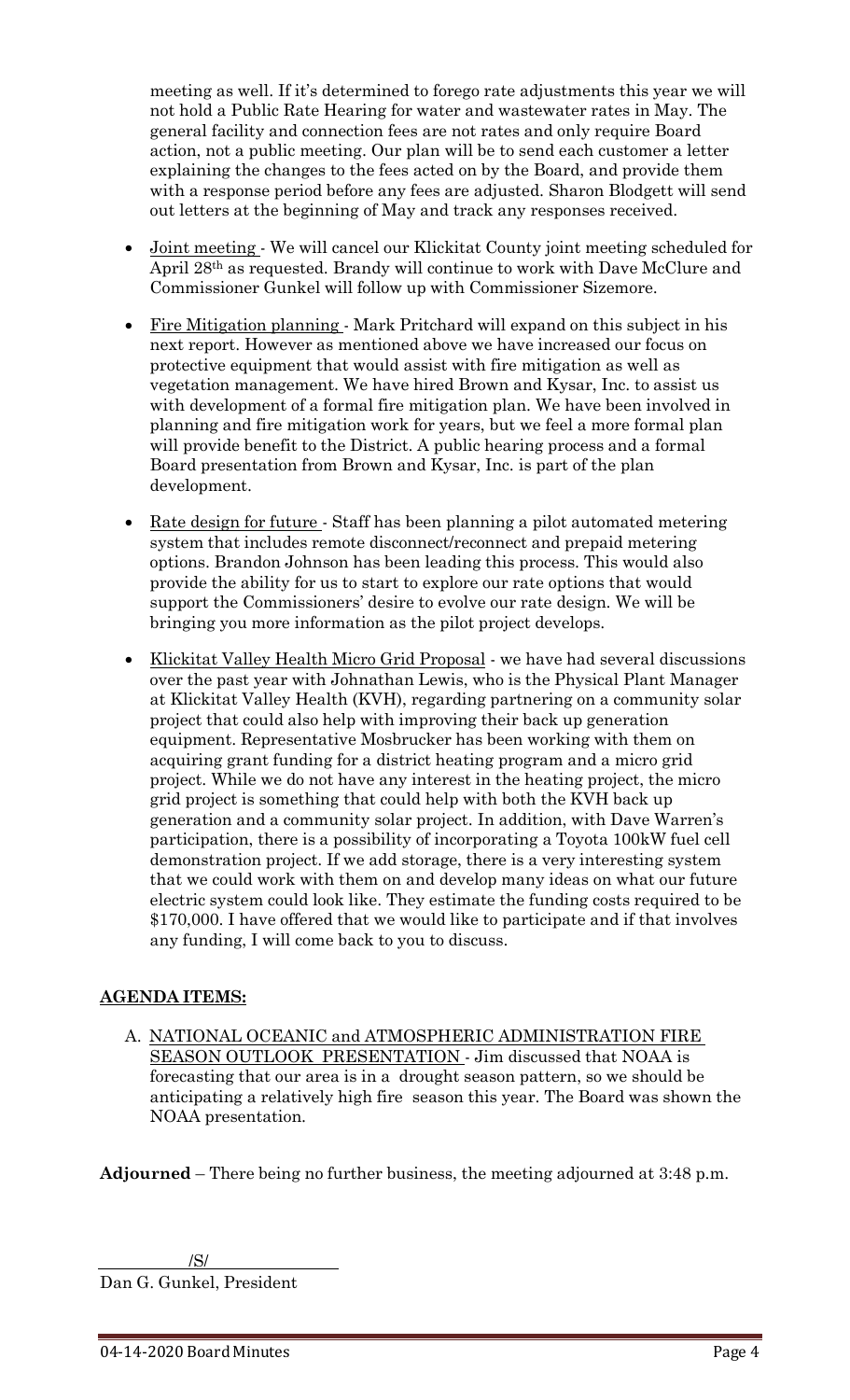meeting as well. If it's determined to forego rate adjustments this year we will not hold a Public Rate Hearing for water and wastewater rates in May. The general facility and connection fees are not rates and only require Board action, not a public meeting. Our plan will be to send each customer a letter explaining the changes to the fees acted on by the Board, and provide them with a response period before any fees are adjusted. Sharon Blodgett will send out letters at the beginning of May and track any responses received.

- Joint meeting - We will cancel our Klickitat County joint meeting scheduled for April 28th as requested. Brandy will continue to work with Dave McClure and Commissioner Gunkel will follow up with Commissioner Sizemore.

- Fire Mitigation planning - Mark Pritchard will expand on this subject in his next report. However as mentioned above we have increased our focus on protective equipment that would assist with fire mitigation as well as vegetation management. We have hired Brown and Kysar, Inc. to assist us with development of a formal fire mitigation plan. We have been involved in planning and fire mitigation work for years, but we feel a more formal plan will provide benefit to the District. A public hearing process and a formal Board presentation from Brown and Kysar, Inc. is part of the plan development.

- Rate design for future - Staff has been planning a pilot automated metering system that includes remote disconnect/reconnect and prepaid metering options. Brandon Johnson has been leading this process. This would also provide the ability for us to start to explore our rate options that would support the Commissioners' desire to evolve our rate design. We will be bringing you more information as the pilot project develops.

- Klickitat Valley Health Micro Grid Proposal - we have had several discussions over the past year with Johnathan Lewis, who is the Physical Plant Manager at Klickitat Valley Health (KVH), regarding partnering on a community solar project that could also help with improving their back up generation equipment. Representative Mosbrucker has been working with them on acquiring grant funding for a district heating program and a micro grid project. While we do not have any interest in the heating project, the micro grid project is something that could help with both the KVH back up generation and a community solar project. In addition, with Dave Warren's participation, there is a possibility of incorporating a Toyota 100kW fuel cell demonstration project. If we add storage, there is a very interesting system that we could work with them on and develop many ideas on what our future electric system could look like. They estimate the funding costs required to be $170,000. I have offered that we would like to participate and if that involves any funding, I will come back to you to discuss.

**AGENDA ITEMS:**

A. NATIONAL OCEANIC and ATMOSPHERIC ADMINISTRATION FIRE SEASON OUTLOOK PRESENTATION - Jim discussed that NOAA is forecasting that our area is in a drought season pattern, so we should be anticipating a relatively high fire season this year. The Board was shown the NOAA presentation.

**Adjourned** – There being no further business, the meeting adjourned at 3:48 p.m.

/S/

Dan G. Gunkel, President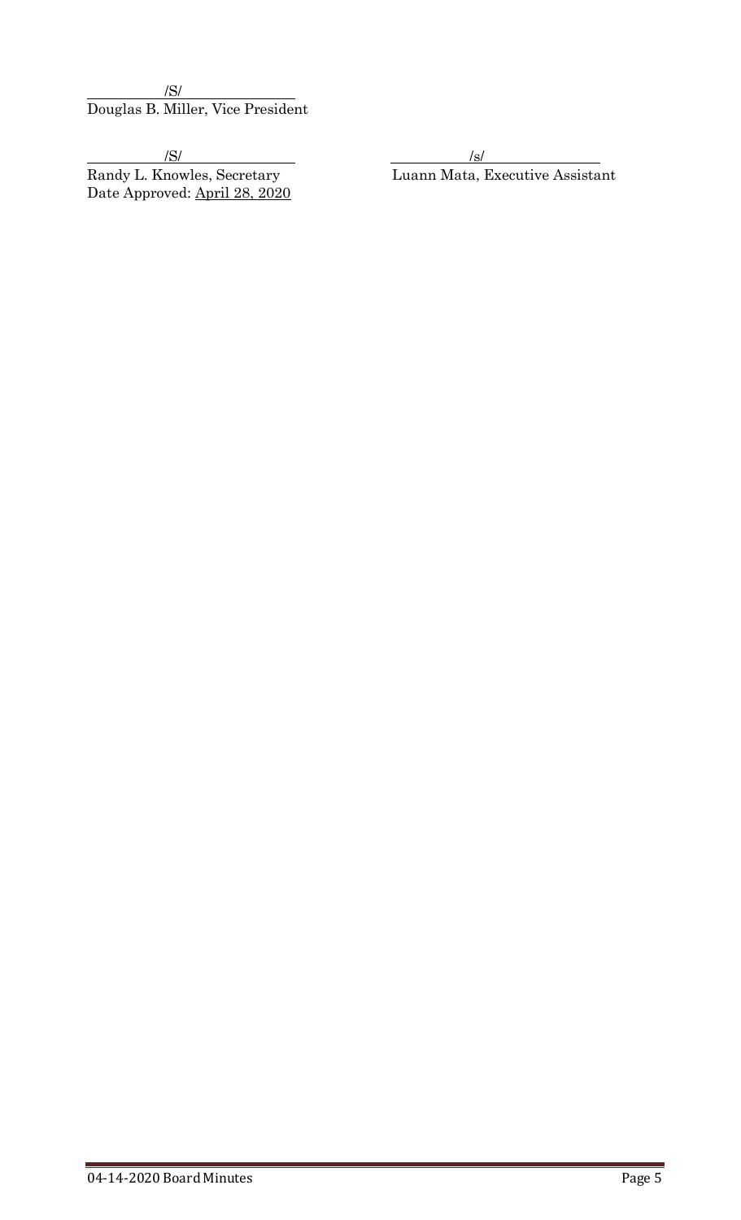/S/

Douglas B. Miller, Vice President

/S/

Randy L. Knowles, Secretary

Date Approved: April 28, 2020

/s/

Luann Mata, Executive Assistant